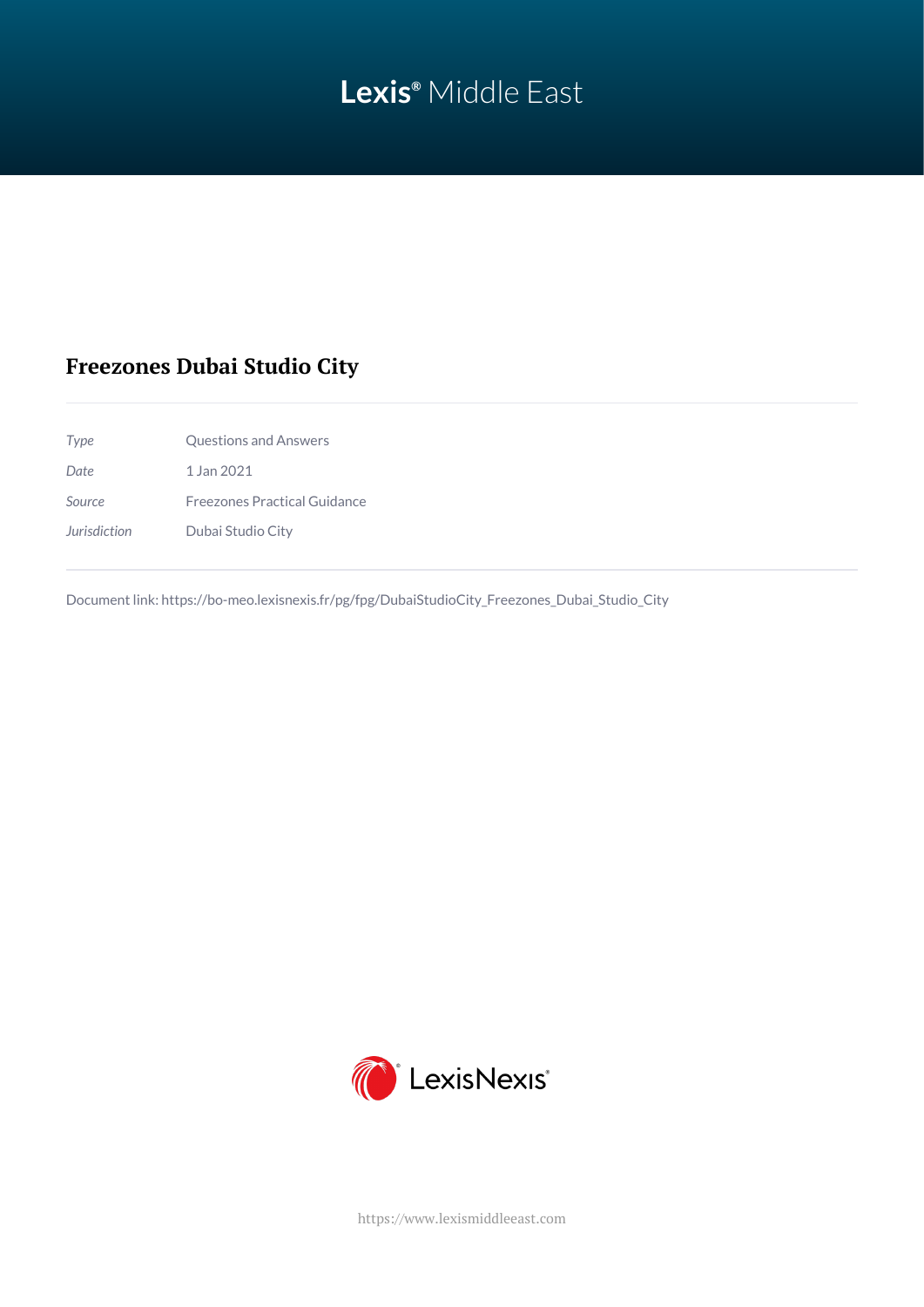Lexis® Middle East

# Freezones Dubai Studio City

| | |
|---|---|
| *Type* | Questions and Answers |
| *Date* | 1 Jan 2021 |
| *Source* | Freezones Practical Guidance |
| *Jurisdiction* | Dubai Studio City |

Document link: https://bo-meo.lexisnexis.fr/pg/fpg/DubaiStudioCity_Freezones_Dubai_Studio_City

LexisNexis®

https://www.lexismiddleeast.com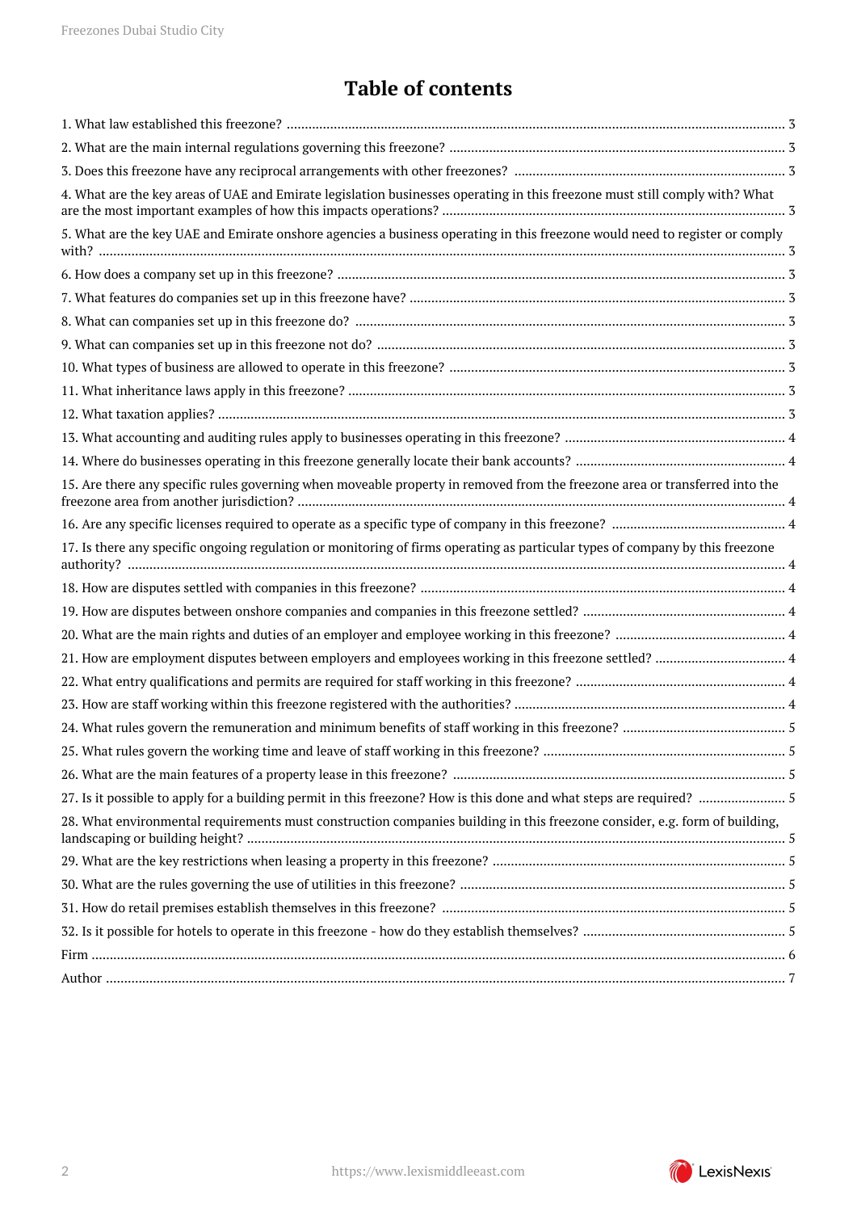# Table of contents

1. What law established this freezone? ..... 3
2. What are the main internal regulations governing this freezone? ..... 3
3. Does this freezone have any reciprocal arrangements with other freezones? ..... 3
4. What are the key areas of UAE and Emirate legislation businesses operating in this freezone must still comply with? What are the most important examples of how this impacts operations? ..... 3
5. What are the key UAE and Emirate onshore agencies a business operating in this freezone would need to register or comply with? ..... 3
6. How does a company set up in this freezone? ..... 3
7. What features do companies set up in this freezone have? ..... 3
8. What can companies set up in this freezone do? ..... 3
9. What can companies set up in this freezone not do? ..... 3
10. What types of business are allowed to operate in this freezone? ..... 3
11. What inheritance laws apply in this freezone? ..... 3
12. What taxation applies? ..... 3
13. What accounting and auditing rules apply to businesses operating in this freezone? ..... 4
14. Where do businesses operating in this freezone generally locate their bank accounts? ..... 4
15. Are there any specific rules governing when moveable property in removed from the freezone area or transferred into the freezone area from another jurisdiction? ..... 4
16. Are any specific licenses required to operate as a specific type of company in this freezone? ..... 4
17. Is there any specific ongoing regulation or monitoring of firms operating as particular types of company by this freezone authority? ..... 4
18. How are disputes settled with companies in this freezone? ..... 4
19. How are disputes between onshore companies and companies in this freezone settled? ..... 4
20. What are the main rights and duties of an employer and employee working in this freezone? ..... 4
21. How are employment disputes between employers and employees working in this freezone settled? ..... 4
22. What entry qualifications and permits are required for staff working in this freezone? ..... 4
23. How are staff working within this freezone registered with the authorities? ..... 4
24. What rules govern the remuneration and minimum benefits of staff working in this freezone? ..... 5
25. What rules govern the working time and leave of staff working in this freezone? ..... 5
26. What are the main features of a property lease in this freezone? ..... 5
27. Is it possible to apply for a building permit in this freezone? How is this done and what steps are required? ..... 5
28. What environmental requirements must construction companies building in this freezone consider, e.g. form of building, landscaping or building height? ..... 5
29. What are the key restrictions when leasing a property in this freezone? ..... 5
30. What are the rules governing the use of utilities in this freezone? ..... 5
31. How do retail premises establish themselves in this freezone? ..... 5
32. Is it possible for hotels to operate in this freezone - how do they establish themselves? ..... 5

Firm ..... 6

Author ..... 7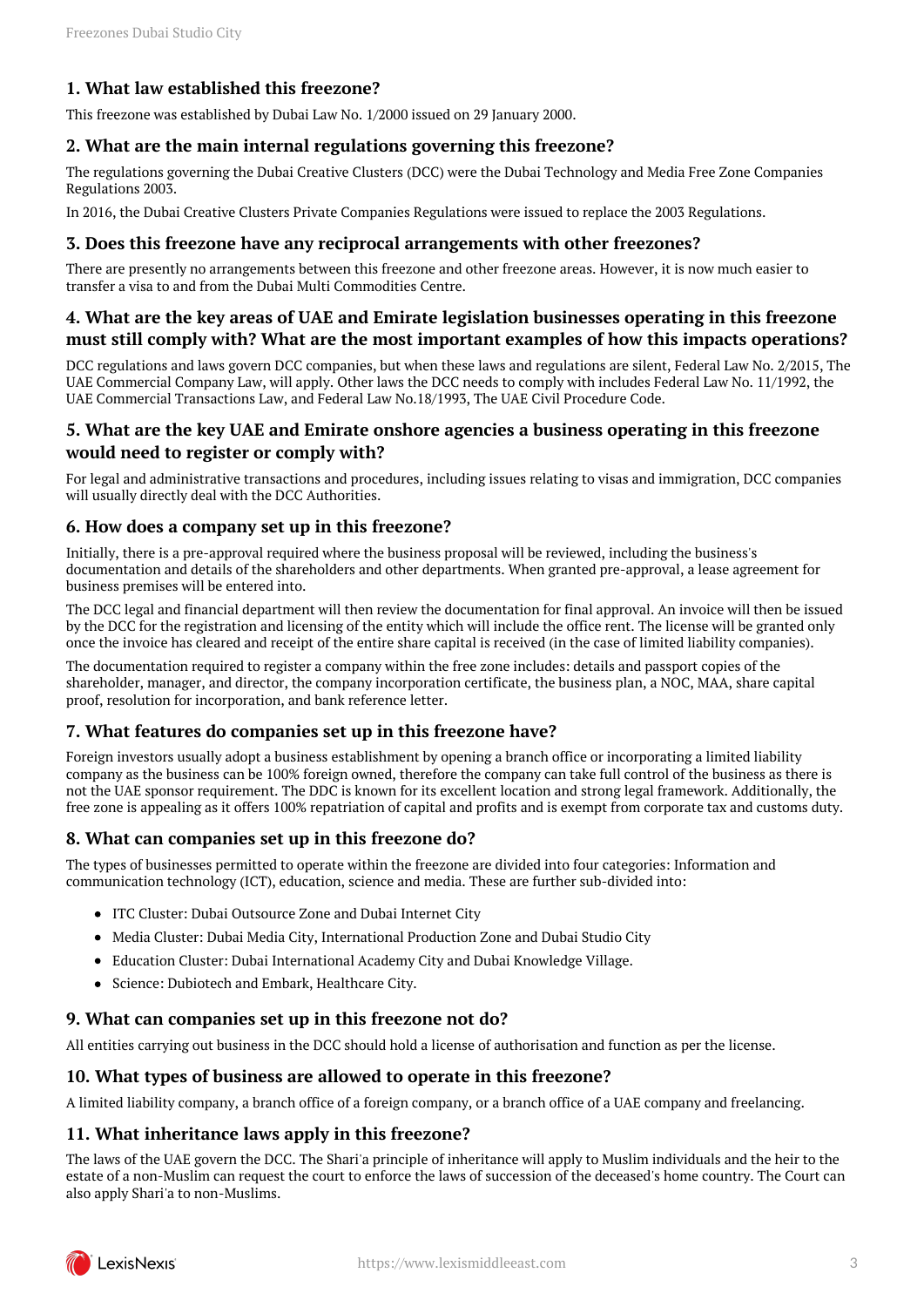### 1. What law established this freezone?

This freezone was established by Dubai Law No. 1/2000 issued on 29 January 2000.

### 2. What are the main internal regulations governing this freezone?

The regulations governing the Dubai Creative Clusters (DCC) were the Dubai Technology and Media Free Zone Companies Regulations 2003.

In 2016, the Dubai Creative Clusters Private Companies Regulations were issued to replace the 2003 Regulations.

### 3. Does this freezone have any reciprocal arrangements with other freezones?

There are presently no arrangements between this freezone and other freezone areas. However, it is now much easier to transfer a visa to and from the Dubai Multi Commodities Centre.

### 4. What are the key areas of UAE and Emirate legislation businesses operating in this freezone must still comply with? What are the most important examples of how this impacts operations?

DCC regulations and laws govern DCC companies, but when these laws and regulations are silent, Federal Law No. 2/2015, The UAE Commercial Company Law, will apply. Other laws the DCC needs to comply with includes Federal Law No. 11/1992, the UAE Commercial Transactions Law, and Federal Law No.18/1993, The UAE Civil Procedure Code.

### 5. What are the key UAE and Emirate onshore agencies a business operating in this freezone would need to register or comply with?

For legal and administrative transactions and procedures, including issues relating to visas and immigration, DCC companies will usually directly deal with the DCC Authorities.

### 6. How does a company set up in this freezone?

Initially, there is a pre-approval required where the business proposal will be reviewed, including the business's documentation and details of the shareholders and other departments. When granted pre-approval, a lease agreement for business premises will be entered into.

The DCC legal and financial department will then review the documentation for final approval. An invoice will then be issued by the DCC for the registration and licensing of the entity which will include the office rent. The license will be granted only once the invoice has cleared and receipt of the entire share capital is received (in the case of limited liability companies).

The documentation required to register a company within the free zone includes: details and passport copies of the shareholder, manager, and director, the company incorporation certificate, the business plan, a NOC, MAA, share capital proof, resolution for incorporation, and bank reference letter.

### 7. What features do companies set up in this freezone have?

Foreign investors usually adopt a business establishment by opening a branch office or incorporating a limited liability company as the business can be 100% foreign owned, therefore the company can take full control of the business as there is not the UAE sponsor requirement. The DDC is known for its excellent location and strong legal framework. Additionally, the free zone is appealing as it offers 100% repatriation of capital and profits and is exempt from corporate tax and customs duty.

### 8. What can companies set up in this freezone do?

The types of businesses permitted to operate within the freezone are divided into four categories: Information and communication technology (ICT), education, science and media. These are further sub-divided into:

- ITC Cluster: Dubai Outsource Zone and Dubai Internet City
- Media Cluster: Dubai Media City, International Production Zone and Dubai Studio City
- Education Cluster: Dubai International Academy City and Dubai Knowledge Village.
- Science: Dubiotech and Embark, Healthcare City.

### 9. What can companies set up in this freezone not do?

All entities carrying out business in the DCC should hold a license of authorisation and function as per the license.

### 10. What types of business are allowed to operate in this freezone?

A limited liability company, a branch office of a foreign company, or a branch office of a UAE company and freelancing.

### 11. What inheritance laws apply in this freezone?

The laws of the UAE govern the DCC. The Shari'a principle of inheritance will apply to Muslim individuals and the heir to the estate of a non-Muslim can request the court to enforce the laws of succession of the deceased's home country. The Court can also apply Shari'a to non-Muslims.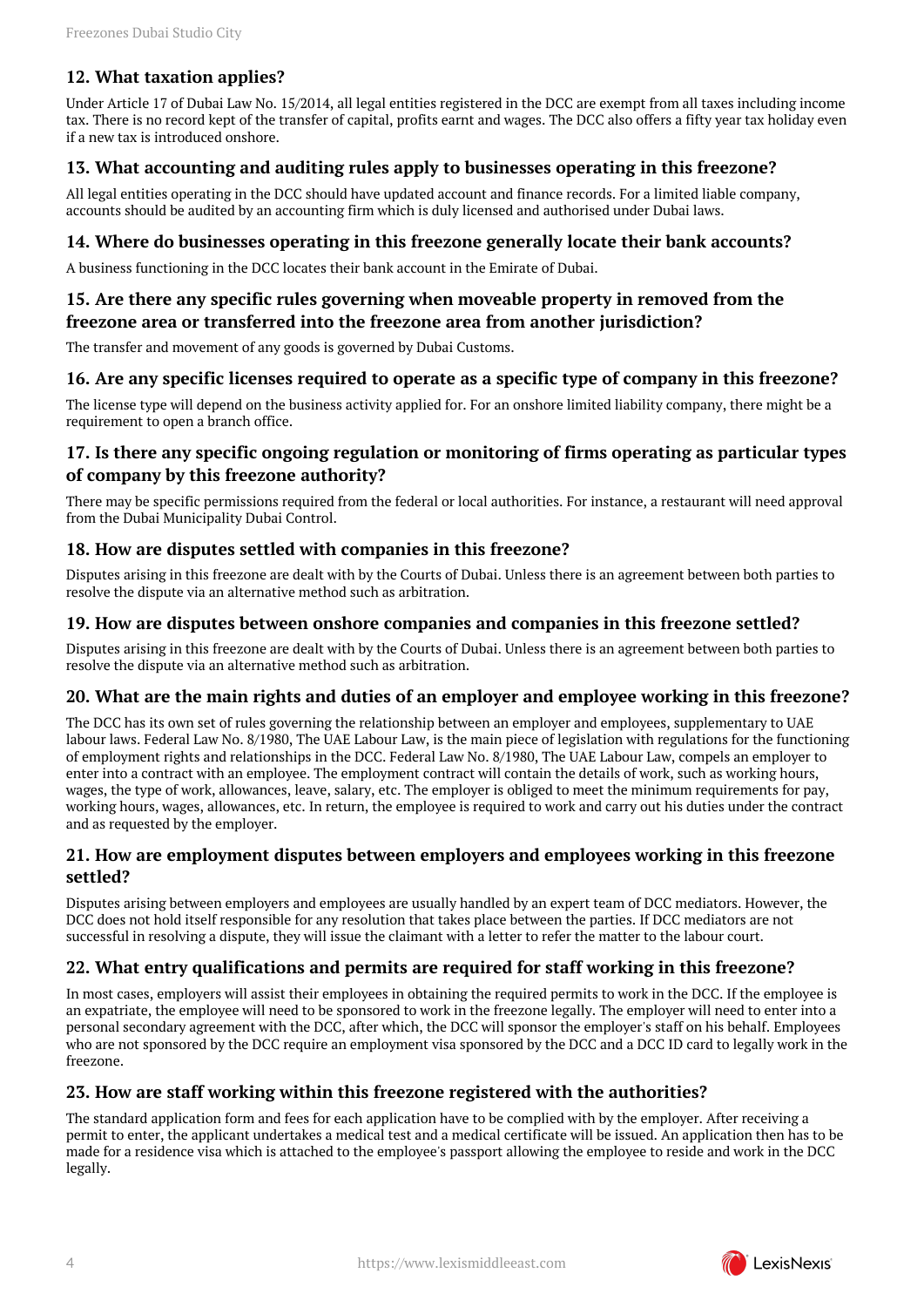## 12. What taxation applies?

Under Article 17 of Dubai Law No. 15/2014, all legal entities registered in the DCC are exempt from all taxes including income tax. There is no record kept of the transfer of capital, profits earnt and wages. The DCC also offers a fifty year tax holiday even if a new tax is introduced onshore.

## 13. What accounting and auditing rules apply to businesses operating in this freezone?

All legal entities operating in the DCC should have updated account and finance records. For a limited liable company, accounts should be audited by an accounting firm which is duly licensed and authorised under Dubai laws.

## 14. Where do businesses operating in this freezone generally locate their bank accounts?

A business functioning in the DCC locates their bank account in the Emirate of Dubai.

## 15. Are there any specific rules governing when moveable property in removed from the freezone area or transferred into the freezone area from another jurisdiction?

The transfer and movement of any goods is governed by Dubai Customs.

## 16. Are any specific licenses required to operate as a specific type of company in this freezone?

The license type will depend on the business activity applied for. For an onshore limited liability company, there might be a requirement to open a branch office.

## 17. Is there any specific ongoing regulation or monitoring of firms operating as particular types of company by this freezone authority?

There may be specific permissions required from the federal or local authorities. For instance, a restaurant will need approval from the Dubai Municipality Dubai Control.

## 18. How are disputes settled with companies in this freezone?

Disputes arising in this freezone are dealt with by the Courts of Dubai. Unless there is an agreement between both parties to resolve the dispute via an alternative method such as arbitration.

## 19. How are disputes between onshore companies and companies in this freezone settled?

Disputes arising in this freezone are dealt with by the Courts of Dubai. Unless there is an agreement between both parties to resolve the dispute via an alternative method such as arbitration.

## 20. What are the main rights and duties of an employer and employee working in this freezone?

The DCC has its own set of rules governing the relationship between an employer and employees, supplementary to UAE labour laws. Federal Law No. 8/1980, The UAE Labour Law, is the main piece of legislation with regulations for the functioning of employment rights and relationships in the DCC. Federal Law No. 8/1980, The UAE Labour Law, compels an employer to enter into a contract with an employee. The employment contract will contain the details of work, such as working hours, wages, the type of work, allowances, leave, salary, etc. The employer is obliged to meet the minimum requirements for pay, working hours, wages, allowances, etc. In return, the employee is required to work and carry out his duties under the contract and as requested by the employer.

## 21. How are employment disputes between employers and employees working in this freezone settled?

Disputes arising between employers and employees are usually handled by an expert team of DCC mediators. However, the DCC does not hold itself responsible for any resolution that takes place between the parties. If DCC mediators are not successful in resolving a dispute, they will issue the claimant with a letter to refer the matter to the labour court.

## 22. What entry qualifications and permits are required for staff working in this freezone?

In most cases, employers will assist their employees in obtaining the required permits to work in the DCC. If the employee is an expatriate, the employee will need to be sponsored to work in the freezone legally. The employer will need to enter into a personal secondary agreement with the DCC, after which, the DCC will sponsor the employer's staff on his behalf. Employees who are not sponsored by the DCC require an employment visa sponsored by the DCC and a DCC ID card to legally work in the freezone.

## 23. How are staff working within this freezone registered with the authorities?

The standard application form and fees for each application have to be complied with by the employer. After receiving a permit to enter, the applicant undertakes a medical test and a medical certificate will be issued. An application then has to be made for a residence visa which is attached to the employee's passport allowing the employee to reside and work in the DCC legally.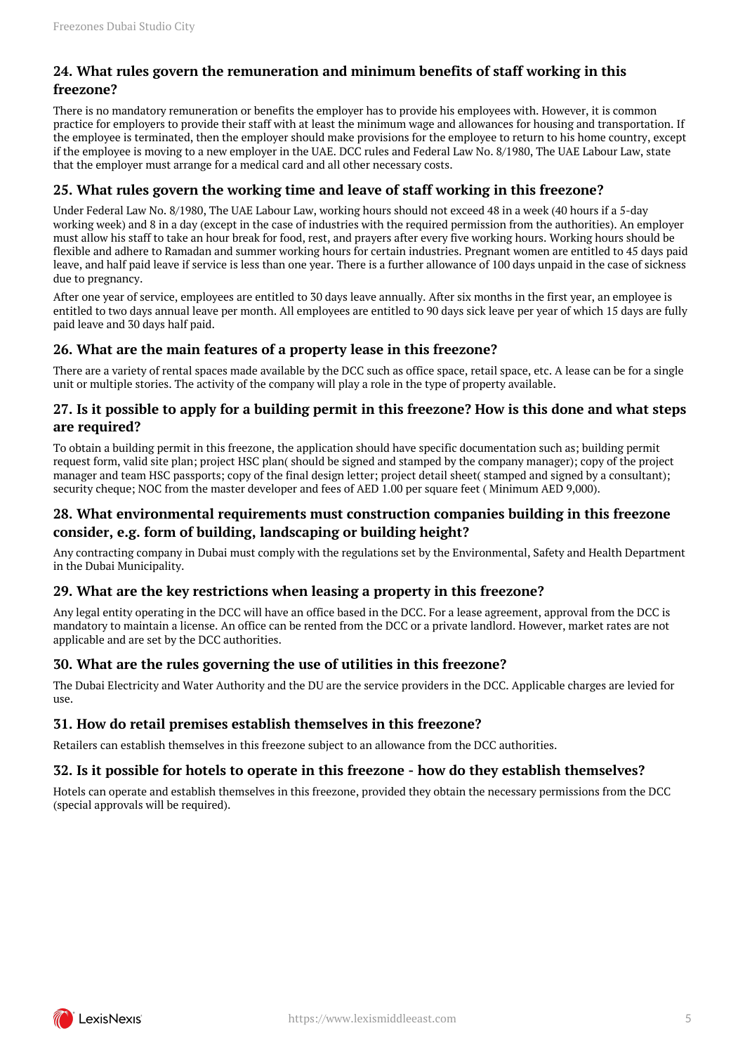## 24. What rules govern the remuneration and minimum benefits of staff working in this freezone?

There is no mandatory remuneration or benefits the employer has to provide his employees with. However, it is common practice for employers to provide their staff with at least the minimum wage and allowances for housing and transportation. If the employee is terminated, then the employer should make provisions for the employee to return to his home country, except if the employee is moving to a new employer in the UAE. DCC rules and Federal Law No. 8/1980, The UAE Labour Law, state that the employer must arrange for a medical card and all other necessary costs.

## 25. What rules govern the working time and leave of staff working in this freezone?

Under Federal Law No. 8/1980, The UAE Labour Law, working hours should not exceed 48 in a week (40 hours if a 5-day working week) and 8 in a day (except in the case of industries with the required permission from the authorities). An employer must allow his staff to take an hour break for food, rest, and prayers after every five working hours. Working hours should be flexible and adhere to Ramadan and summer working hours for certain industries. Pregnant women are entitled to 45 days paid leave, and half paid leave if service is less than one year. There is a further allowance of 100 days unpaid in the case of sickness due to pregnancy.

After one year of service, employees are entitled to 30 days leave annually. After six months in the first year, an employee is entitled to two days annual leave per month. All employees are entitled to 90 days sick leave per year of which 15 days are fully paid leave and 30 days half paid.

## 26. What are the main features of a property lease in this freezone?

There are a variety of rental spaces made available by the DCC such as office space, retail space, etc. A lease can be for a single unit or multiple stories. The activity of the company will play a role in the type of property available.

## 27. Is it possible to apply for a building permit in this freezone? How is this done and what steps are required?

To obtain a building permit in this freezone, the application should have specific documentation such as; building permit request form, valid site plan; project HSC plan( should be signed and stamped by the company manager); copy of the project manager and team HSC passports; copy of the final design letter; project detail sheet( stamped and signed by a consultant); security cheque; NOC from the master developer and fees of AED 1.00 per square feet ( Minimum AED 9,000).

## 28. What environmental requirements must construction companies building in this freezone consider, e.g. form of building, landscaping or building height?

Any contracting company in Dubai must comply with the regulations set by the Environmental, Safety and Health Department in the Dubai Municipality.

## 29. What are the key restrictions when leasing a property in this freezone?

Any legal entity operating in the DCC will have an office based in the DCC. For a lease agreement, approval from the DCC is mandatory to maintain a license. An office can be rented from the DCC or a private landlord. However, market rates are not applicable and are set by the DCC authorities.

## 30. What are the rules governing the use of utilities in this freezone?

The Dubai Electricity and Water Authority and the DU are the service providers in the DCC. Applicable charges are levied for use.

## 31. How do retail premises establish themselves in this freezone?

Retailers can establish themselves in this freezone subject to an allowance from the DCC authorities.

## 32. Is it possible for hotels to operate in this freezone - how do they establish themselves?

Hotels can operate and establish themselves in this freezone, provided they obtain the necessary permissions from the DCC (special approvals will be required).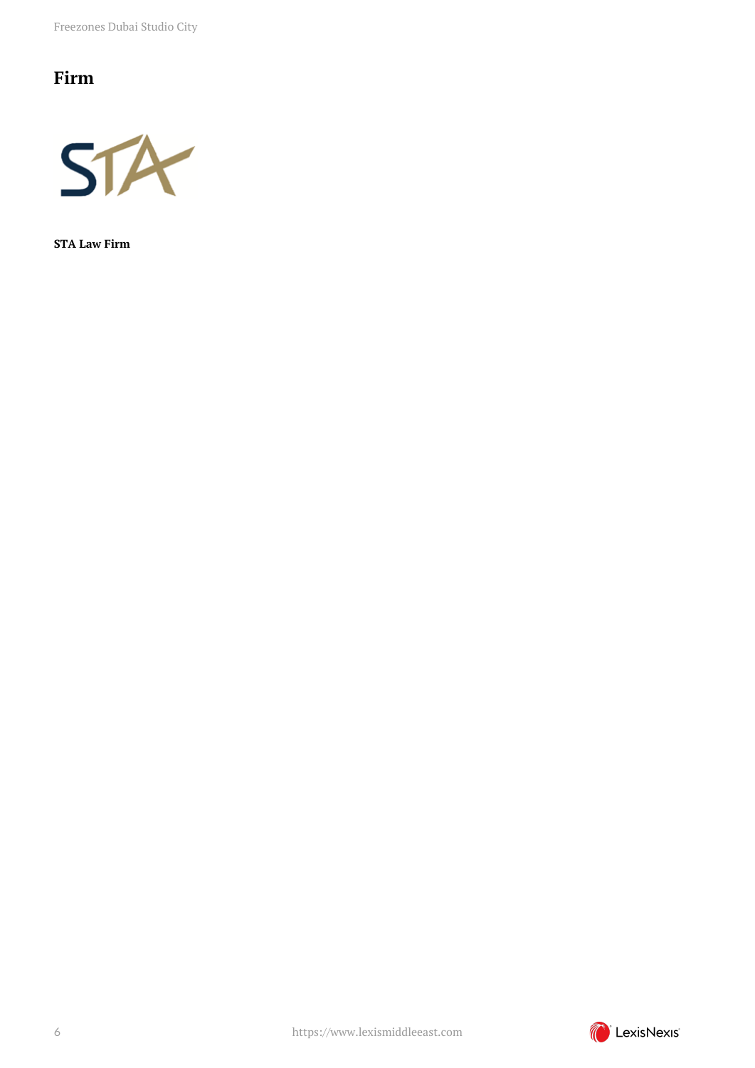## Firm

**STA Law Firm**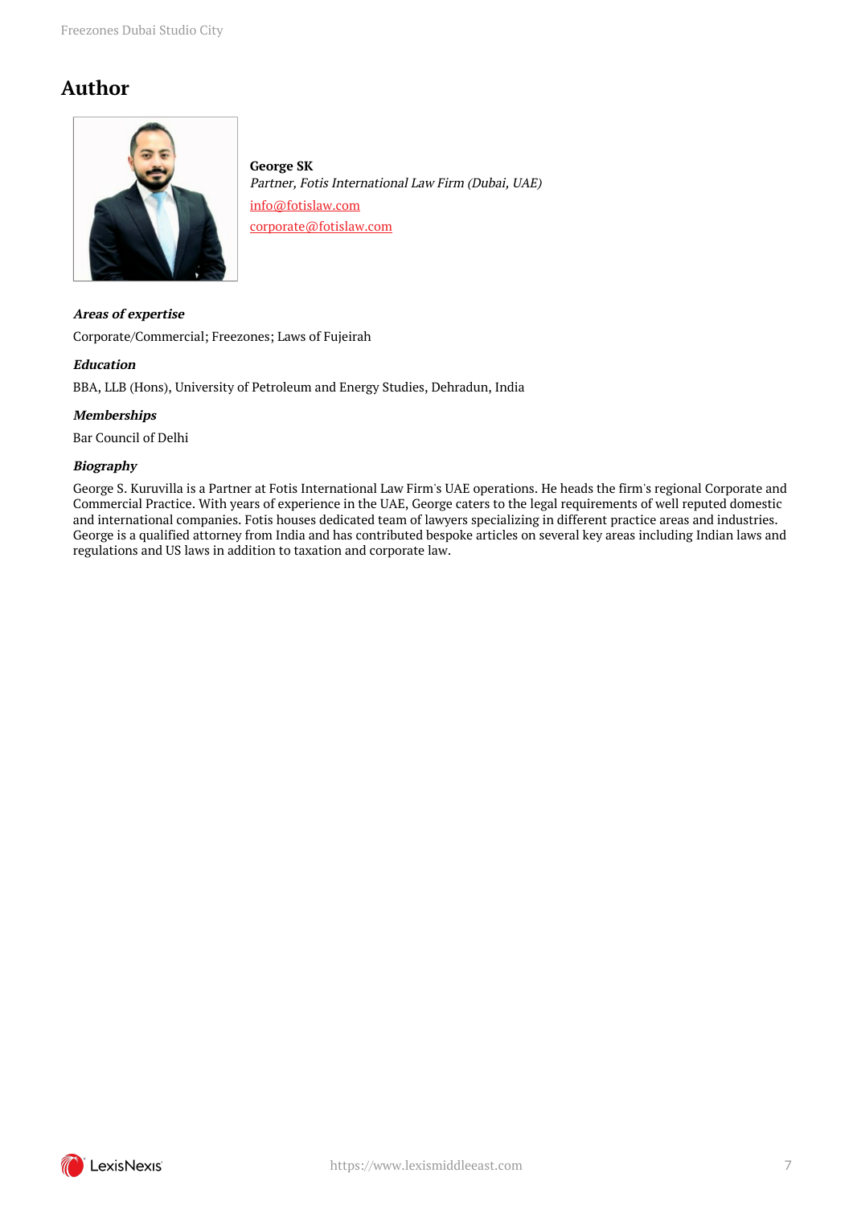# Author

**George SK**
*Partner, Fotis International Law Firm (Dubai, UAE)*
info@fotislaw.com
corporate@fotislaw.com

***Areas of expertise***

Corporate/Commercial; Freezones; Laws of Fujeirah

***Education***

BBA, LLB (Hons), University of Petroleum and Energy Studies, Dehradun, India

***Memberships***

Bar Council of Delhi

***Biography***

George S. Kuruvilla is a Partner at Fotis International Law Firm's UAE operations. He heads the firm's regional Corporate and Commercial Practice. With years of experience in the UAE, George caters to the legal requirements of well reputed domestic and international companies. Fotis houses dedicated team of lawyers specializing in different practice areas and industries. George is a qualified attorney from India and has contributed bespoke articles on several key areas including Indian laws and regulations and US laws in addition to taxation and corporate law.